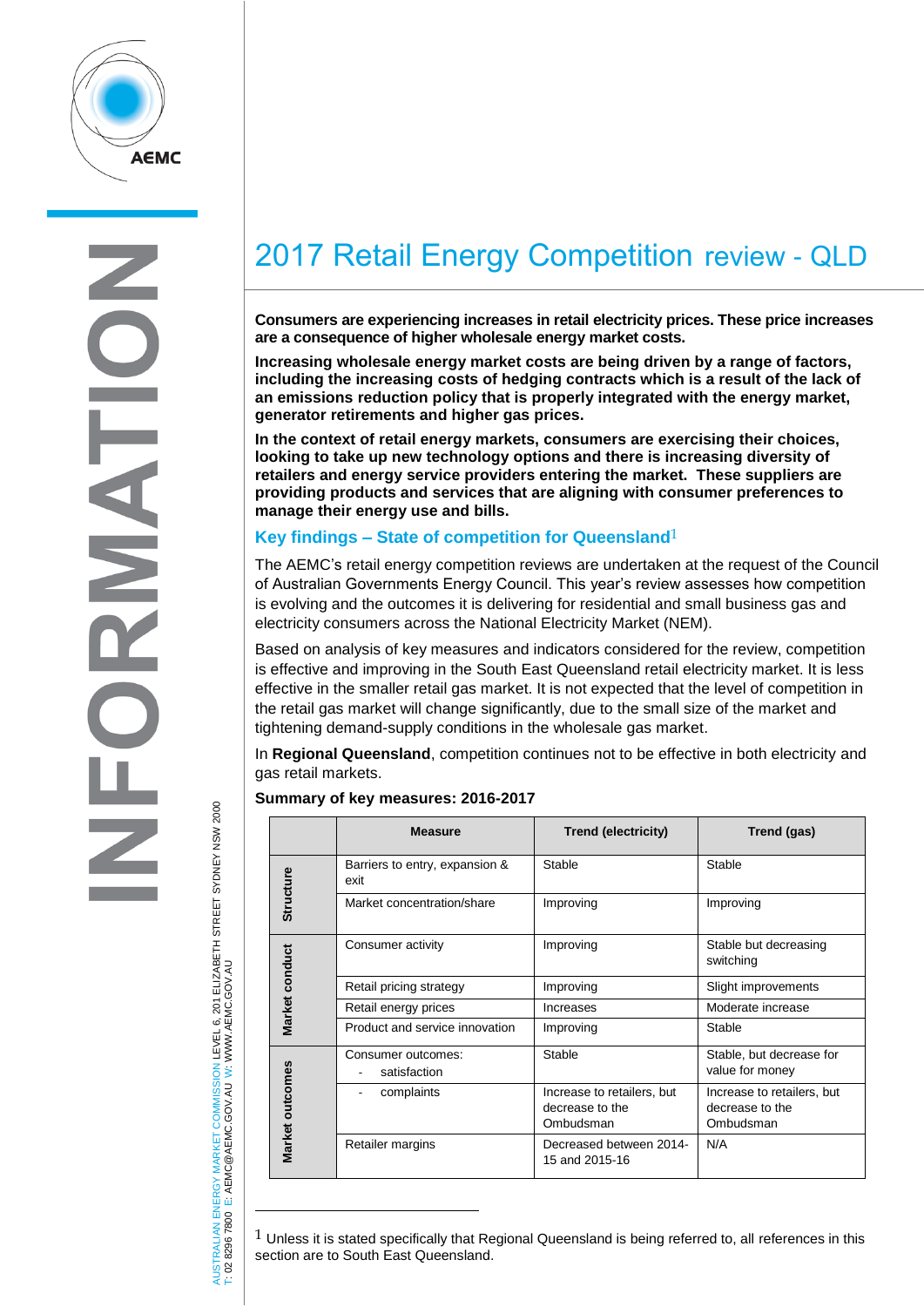# 2017 Retail Energy Competition review - QLD

**Consumers are experiencing increases in retail electricity prices. These price increases are a consequence of higher wholesale energy market costs.**

**Increasing wholesale energy market costs are being driven by a range of factors, including the increasing costs of hedging contracts which is a result of the lack of an emissions reduction policy that is properly integrated with the energy market, generator retirements and higher gas prices.**

**In the context of retail energy markets, consumers are exercising their choices, looking to take up new technology options and there is increasing diversity of retailers and energy service providers entering the market. These suppliers are providing products and services that are aligning with consumer preferences to manage their energy use and bills.**

## Key findings – State of competition for Queensland[1]

The AEMC's retail energy competition reviews are undertaken at the request of the Council of Australian Governments Energy Council. This year's review assesses how competition is evolving and the outcomes it is delivering for residential and small business gas and electricity consumers across the National Electricity Market (NEM).

Based on analysis of key measures and indicators considered for the review, competition is effective and improving in the South East Queensland retail electricity market. It is less effective in the smaller retail gas market. It is not expected that the level of competition in the retail gas market will change significantly, due to the small size of the market and tightening demand-supply conditions in the wholesale gas market.

In **Regional Queensland**, competition continues not to be effective in both electricity and gas retail markets.

**Summary of key measures: 2016-2017**

| | Measure | Trend (electricity) | Trend (gas) |
|---|---|---|---|
| Structure | Barriers to entry, expansion & exit | Stable | Stable |
| | Market concentration/share | Improving | Improving |
| Market conduct | Consumer activity | Improving | Stable but decreasing switching |
| | Retail pricing strategy | Improving | Slight improvements |
| | Retail energy prices | Increases | Moderate increase |
| | Product and service innovation | Improving | Stable |
| Market outcomes | Consumer outcomes: - satisfaction | Stable | Stable, but decrease for value for money |
| | - complaints | Increase to retailers, but decrease to the Ombudsman | Increase to retailers, but decrease to the Ombudsman |
| | Retailer margins | Decreased between 2014-15 and 2015-16 | N/A |

[1] Unless it is stated specifically that Regional Queensland is being referred to, all references in this section are to South East Queensland.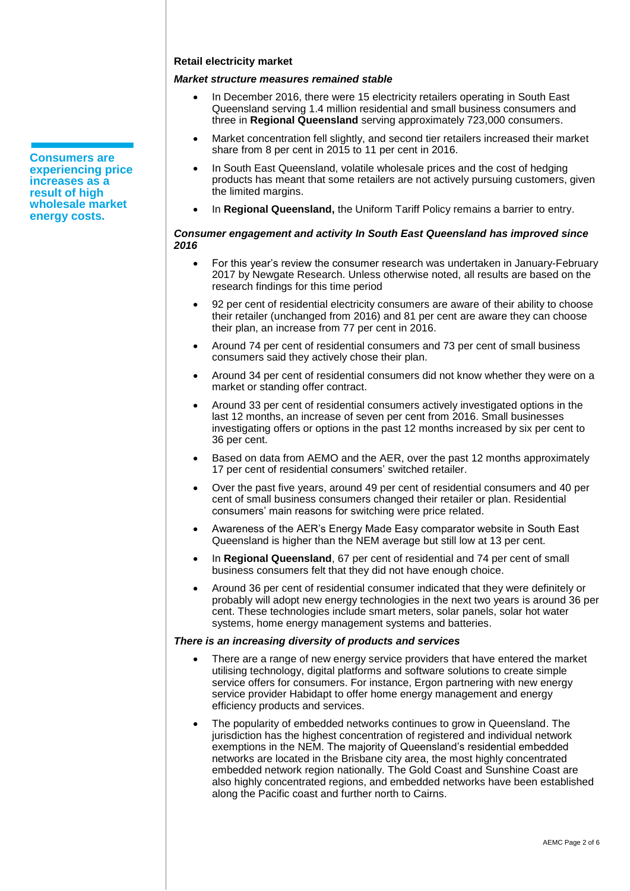**Consumers are experiencing price increases as a result of high wholesale market energy costs.**

## Retail electricity market

### *Market structure measures remained stable*

- In December 2016, there were 15 electricity retailers operating in South East Queensland serving 1.4 million residential and small business consumers and three in **Regional Queensland** serving approximately 723,000 consumers.
- Market concentration fell slightly, and second tier retailers increased their market share from 8 per cent in 2015 to 11 per cent in 2016.
- In South East Queensland, volatile wholesale prices and the cost of hedging products has meant that some retailers are not actively pursuing customers, given the limited margins.
- In **Regional Queensland,** the Uniform Tariff Policy remains a barrier to entry.

### *Consumer engagement and activity In South East Queensland has improved since 2016*

- For this year's review the consumer research was undertaken in January-February 2017 by Newgate Research. Unless otherwise noted, all results are based on the research findings for this time period
- 92 per cent of residential electricity consumers are aware of their ability to choose their retailer (unchanged from 2016) and 81 per cent are aware they can choose their plan, an increase from 77 per cent in 2016.
- Around 74 per cent of residential consumers and 73 per cent of small business consumers said they actively chose their plan.
- Around 34 per cent of residential consumers did not know whether they were on a market or standing offer contract.
- Around 33 per cent of residential consumers actively investigated options in the last 12 months, an increase of seven per cent from 2016. Small businesses investigating offers or options in the past 12 months increased by six per cent to 36 per cent.
- Based on data from AEMO and the AER, over the past 12 months approximately 17 per cent of residential consumers' switched retailer.
- Over the past five years, around 49 per cent of residential consumers and 40 per cent of small business consumers changed their retailer or plan. Residential consumers' main reasons for switching were price related.
- Awareness of the AER's Energy Made Easy comparator website in South East Queensland is higher than the NEM average but still low at 13 per cent.
- In **Regional Queensland**, 67 per cent of residential and 74 per cent of small business consumers felt that they did not have enough choice.
- Around 36 per cent of residential consumer indicated that they were definitely or probably will adopt new energy technologies in the next two years is around 36 per cent. These technologies include smart meters, solar panels, solar hot water systems, home energy management systems and batteries.

### *There is an increasing diversity of products and services*

- There are a range of new energy service providers that have entered the market utilising technology, digital platforms and software solutions to create simple service offers for consumers. For instance, Ergon partnering with new energy service provider Habidapt to offer home energy management and energy efficiency products and services.
- The popularity of embedded networks continues to grow in Queensland. The jurisdiction has the highest concentration of registered and individual network exemptions in the NEM. The majority of Queensland's residential embedded networks are located in the Brisbane city area, the most highly concentrated embedded network region nationally. The Gold Coast and Sunshine Coast are also highly concentrated regions, and embedded networks have been established along the Pacific coast and further north to Cairns.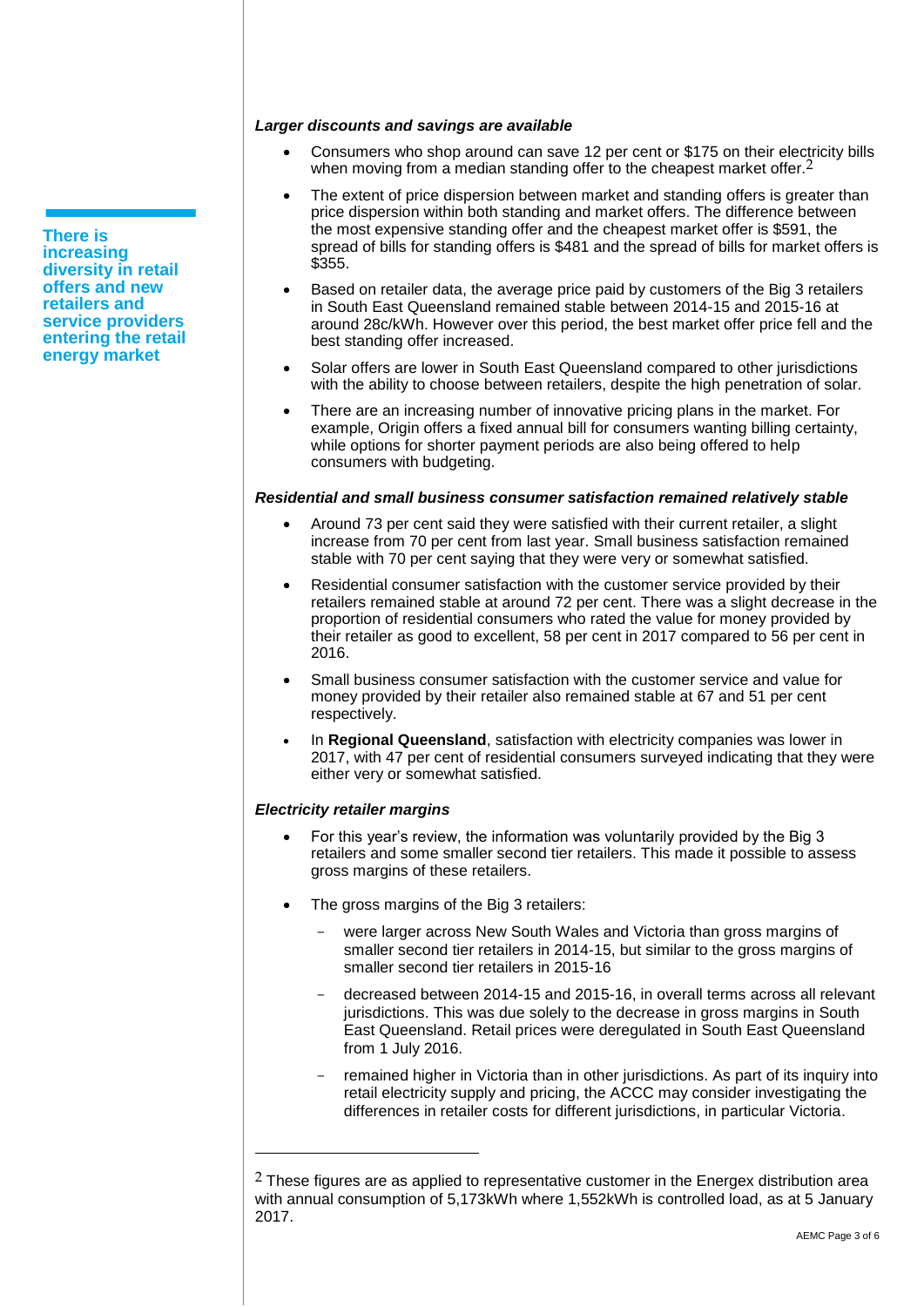**There is increasing diversity in retail offers and new retailers and service providers entering the retail energy market**

***Larger discounts and savings are available***

- Consumers who shop around can save 12 per cent or $175 on their electricity bills when moving from a median standing offer to the cheapest market offer.[2]
- The extent of price dispersion between market and standing offers is greater than price dispersion within both standing and market offers. The difference between the most expensive standing offer and the cheapest market offer is $591, the spread of bills for standing offers is $481 and the spread of bills for market offers is $355.
- Based on retailer data, the average price paid by customers of the Big 3 retailers in South East Queensland remained stable between 2014-15 and 2015-16 at around 28c/kWh. However over this period, the best market offer price fell and the best standing offer increased.
- Solar offers are lower in South East Queensland compared to other jurisdictions with the ability to choose between retailers, despite the high penetration of solar.
- There are an increasing number of innovative pricing plans in the market. For example, Origin offers a fixed annual bill for consumers wanting billing certainty, while options for shorter payment periods are also being offered to help consumers with budgeting.

***Residential and small business consumer satisfaction remained relatively stable***

- Around 73 per cent said they were satisfied with their current retailer, a slight increase from 70 per cent from last year. Small business satisfaction remained stable with 70 per cent saying that they were very or somewhat satisfied.
- Residential consumer satisfaction with the customer service provided by their retailers remained stable at around 72 per cent. There was a slight decrease in the proportion of residential consumers who rated the value for money provided by their retailer as good to excellent, 58 per cent in 2017 compared to 56 per cent in 2016.
- Small business consumer satisfaction with the customer service and value for money provided by their retailer also remained stable at 67 and 51 per cent respectively.
- In **Regional Queensland**, satisfaction with electricity companies was lower in 2017, with 47 per cent of residential consumers surveyed indicating that they were either very or somewhat satisfied.

***Electricity retailer margins***

- For this year's review, the information was voluntarily provided by the Big 3 retailers and some smaller second tier retailers. This made it possible to assess gross margins of these retailers.
- The gross margins of the Big 3 retailers:
  - were larger across New South Wales and Victoria than gross margins of smaller second tier retailers in 2014-15, but similar to the gross margins of smaller second tier retailers in 2015-16
  - decreased between 2014-15 and 2015-16, in overall terms across all relevant jurisdictions. This was due solely to the decrease in gross margins in South East Queensland. Retail prices were deregulated in South East Queensland from 1 July 2016.
  - remained higher in Victoria than in other jurisdictions. As part of its inquiry into retail electricity supply and pricing, the ACCC may consider investigating the differences in retailer costs for different jurisdictions, in particular Victoria.

---

[2] These figures are as applied to representative customer in the Energex distribution area with annual consumption of 5,173kWh where 1,552kWh is controlled load, as at 5 January 2017.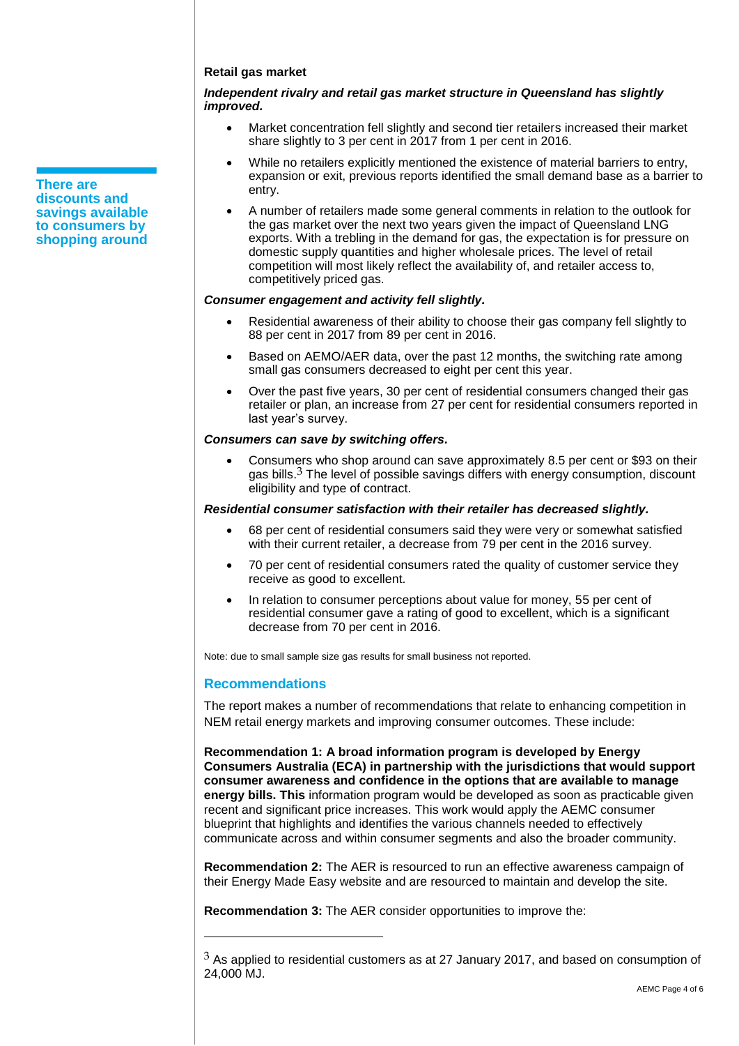**Retail gas market**

***Independent rivalry and retail gas market structure in Queensland has slightly improved.***

- Market concentration fell slightly and second tier retailers increased their market share slightly to 3 per cent in 2017 from 1 per cent in 2016.
- While no retailers explicitly mentioned the existence of material barriers to entry, expansion or exit, previous reports identified the small demand base as a barrier to entry.
- A number of retailers made some general comments in relation to the outlook for the gas market over the next two years given the impact of Queensland LNG exports. With a trebling in the demand for gas, the expectation is for pressure on domestic supply quantities and higher wholesale prices. The level of retail competition will most likely reflect the availability of, and retailer access to, competitively priced gas.

**There are discounts and savings available to consumers by shopping around**

***Consumer engagement and activity fell slightly.***

- Residential awareness of their ability to choose their gas company fell slightly to 88 per cent in 2017 from 89 per cent in 2016.
- Based on AEMO/AER data, over the past 12 months, the switching rate among small gas consumers decreased to eight per cent this year.
- Over the past five years, 30 per cent of residential consumers changed their gas retailer or plan, an increase from 27 per cent for residential consumers reported in last year's survey.

***Consumers can save by switching offers.***

- Consumers who shop around can save approximately 8.5 per cent or $93 on their gas bills.[3] The level of possible savings differs with energy consumption, discount eligibility and type of contract.

***Residential consumer satisfaction with their retailer has decreased slightly.***

- 68 per cent of residential consumers said they were very or somewhat satisfied with their current retailer, a decrease from 79 per cent in the 2016 survey.
- 70 per cent of residential consumers rated the quality of customer service they receive as good to excellent.
- In relation to consumer perceptions about value for money, 55 per cent of residential consumer gave a rating of good to excellent, which is a significant decrease from 70 per cent in 2016.

Note: due to small sample size gas results for small business not reported.

## Recommendations

The report makes a number of recommendations that relate to enhancing competition in NEM retail energy markets and improving consumer outcomes. These include:

**Recommendation 1: A broad information program is developed by Energy Consumers Australia (ECA) in partnership with the jurisdictions that would support consumer awareness and confidence in the options that are available to manage energy bills. This** information program would be developed as soon as practicable given recent and significant price increases. This work would apply the AEMC consumer blueprint that highlights and identifies the various channels needed to effectively communicate across and within consumer segments and also the broader community.

**Recommendation 2:** The AER is resourced to run an effective awareness campaign of their Energy Made Easy website and are resourced to maintain and develop the site.

**Recommendation 3:** The AER consider opportunities to improve the:

---

[3] As applied to residential customers as at 27 January 2017, and based on consumption of 24,000 MJ.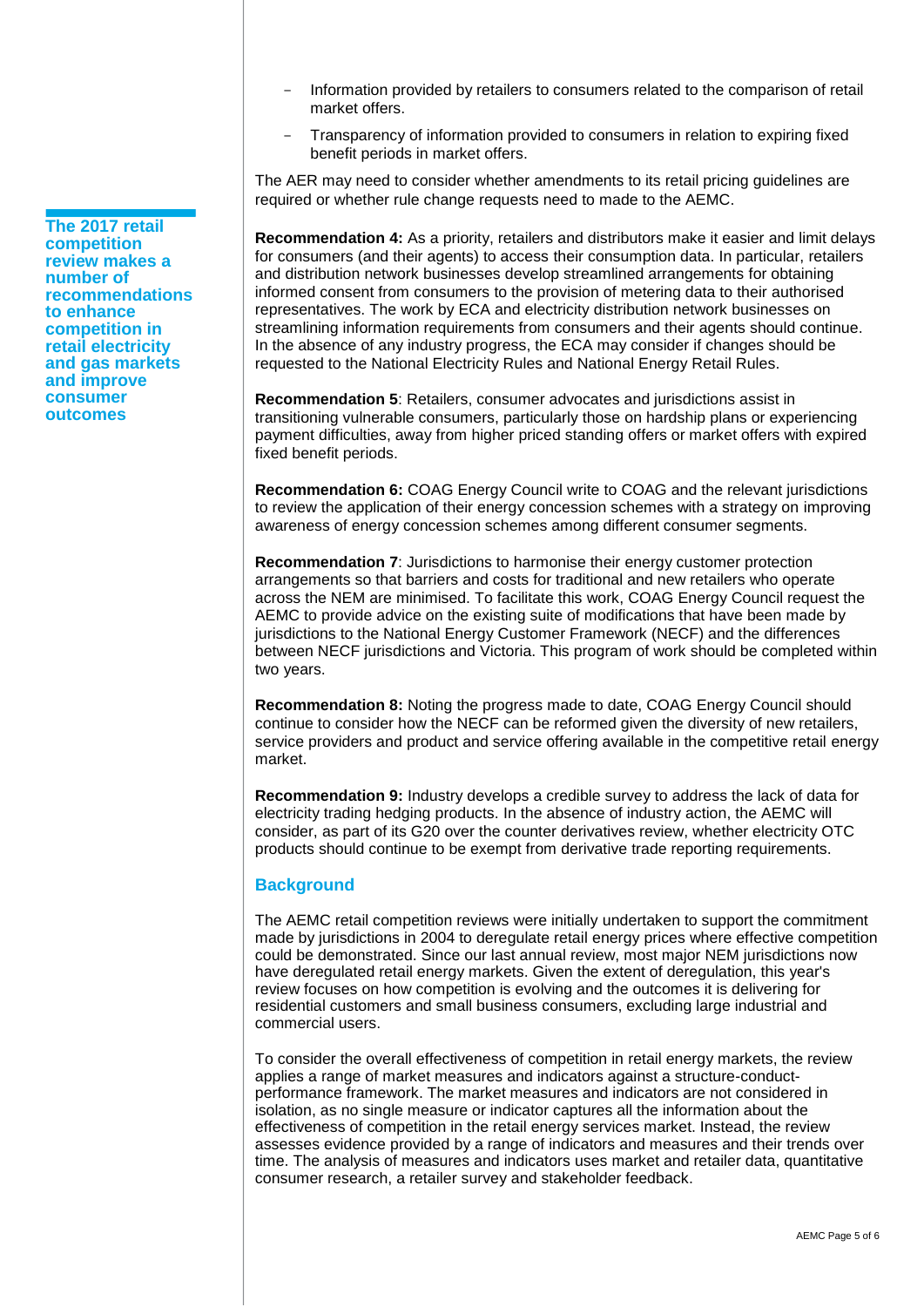- Information provided by retailers to consumers related to the comparison of retail market offers.
- Transparency of information provided to consumers in relation to expiring fixed benefit periods in market offers.

The AER may need to consider whether amendments to its retail pricing guidelines are required or whether rule change requests need to made to the AEMC.

**The 2017 retail competition review makes a number of recommendations to enhance competition in retail electricity and gas markets and improve consumer outcomes**

**Recommendation 4:** As a priority, retailers and distributors make it easier and limit delays for consumers (and their agents) to access their consumption data. In particular, retailers and distribution network businesses develop streamlined arrangements for obtaining informed consent from consumers to the provision of metering data to their authorised representatives. The work by ECA and electricity distribution network businesses on streamlining information requirements from consumers and their agents should continue. In the absence of any industry progress, the ECA may consider if changes should be requested to the National Electricity Rules and National Energy Retail Rules.

**Recommendation 5**: Retailers, consumer advocates and jurisdictions assist in transitioning vulnerable consumers, particularly those on hardship plans or experiencing payment difficulties, away from higher priced standing offers or market offers with expired fixed benefit periods.

**Recommendation 6:** COAG Energy Council write to COAG and the relevant jurisdictions to review the application of their energy concession schemes with a strategy on improving awareness of energy concession schemes among different consumer segments.

**Recommendation 7**: Jurisdictions to harmonise their energy customer protection arrangements so that barriers and costs for traditional and new retailers who operate across the NEM are minimised. To facilitate this work, COAG Energy Council request the AEMC to provide advice on the existing suite of modifications that have been made by jurisdictions to the National Energy Customer Framework (NECF) and the differences between NECF jurisdictions and Victoria. This program of work should be completed within two years.

**Recommendation 8:** Noting the progress made to date, COAG Energy Council should continue to consider how the NECF can be reformed given the diversity of new retailers, service providers and product and service offering available in the competitive retail energy market.

**Recommendation 9:** Industry develops a credible survey to address the lack of data for electricity trading hedging products. In the absence of industry action, the AEMC will consider, as part of its G20 over the counter derivatives review, whether electricity OTC products should continue to be exempt from derivative trade reporting requirements.

## Background

The AEMC retail competition reviews were initially undertaken to support the commitment made by jurisdictions in 2004 to deregulate retail energy prices where effective competition could be demonstrated. Since our last annual review, most major NEM jurisdictions now have deregulated retail energy markets. Given the extent of deregulation, this year's review focuses on how competition is evolving and the outcomes it is delivering for residential customers and small business consumers, excluding large industrial and commercial users.

To consider the overall effectiveness of competition in retail energy markets, the review applies a range of market measures and indicators against a structure-conduct-performance framework. The market measures and indicators are not considered in isolation, as no single measure or indicator captures all the information about the effectiveness of competition in the retail energy services market. Instead, the review assesses evidence provided by a range of indicators and measures and their trends over time. The analysis of measures and indicators uses market and retailer data, quantitative consumer research, a retailer survey and stakeholder feedback.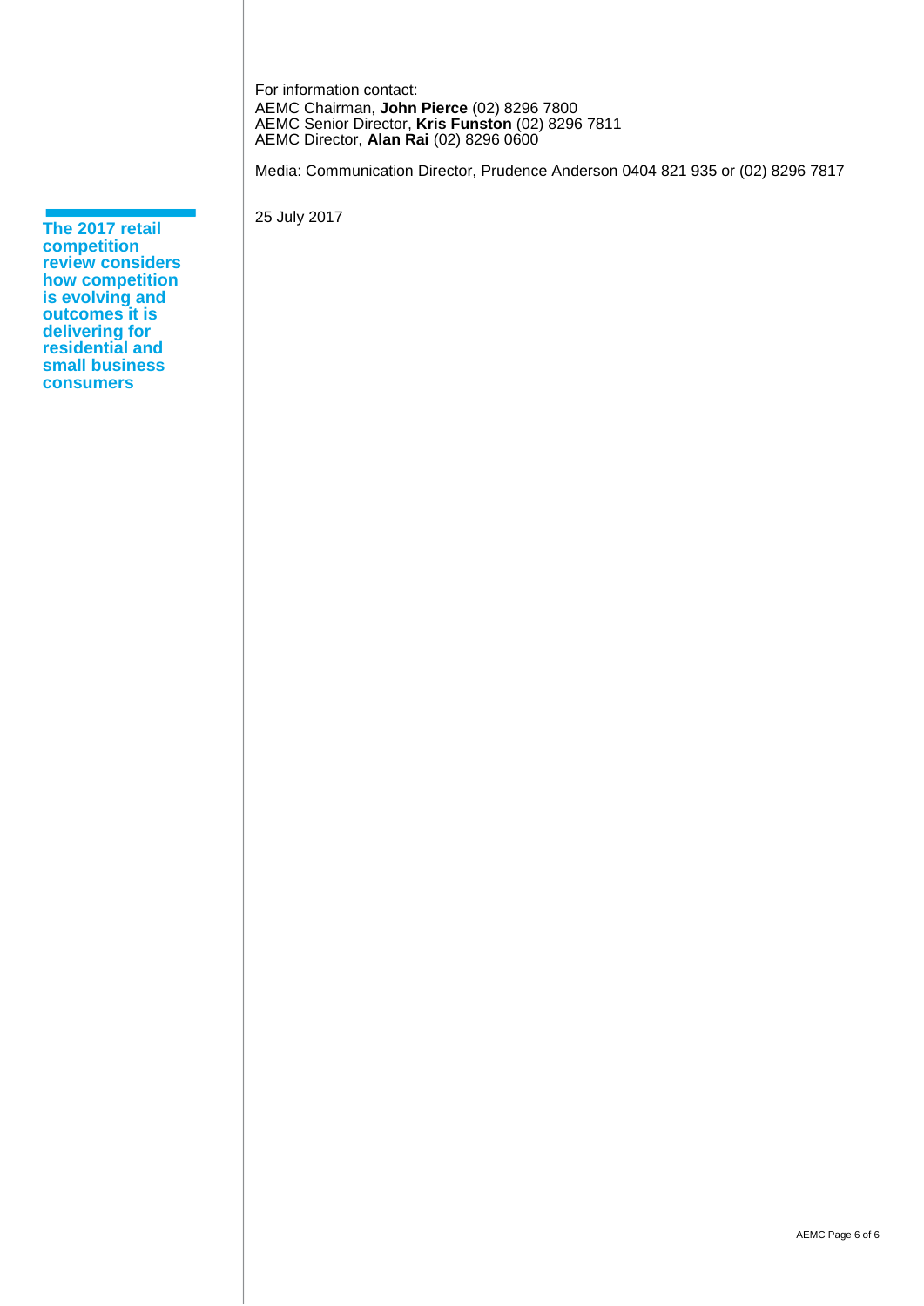**The 2017 retail competition review considers how competition is evolving and outcomes it is delivering for residential and small business consumers**

For information contact:
AEMC Chairman, **John Pierce** (02) 8296 7800
AEMC Senior Director, **Kris Funston** (02) 8296 7811
AEMC Director, **Alan Rai** (02) 8296 0600

Media: Communication Director, Prudence Anderson 0404 821 935 or (02) 8296 7817

25 July 2017